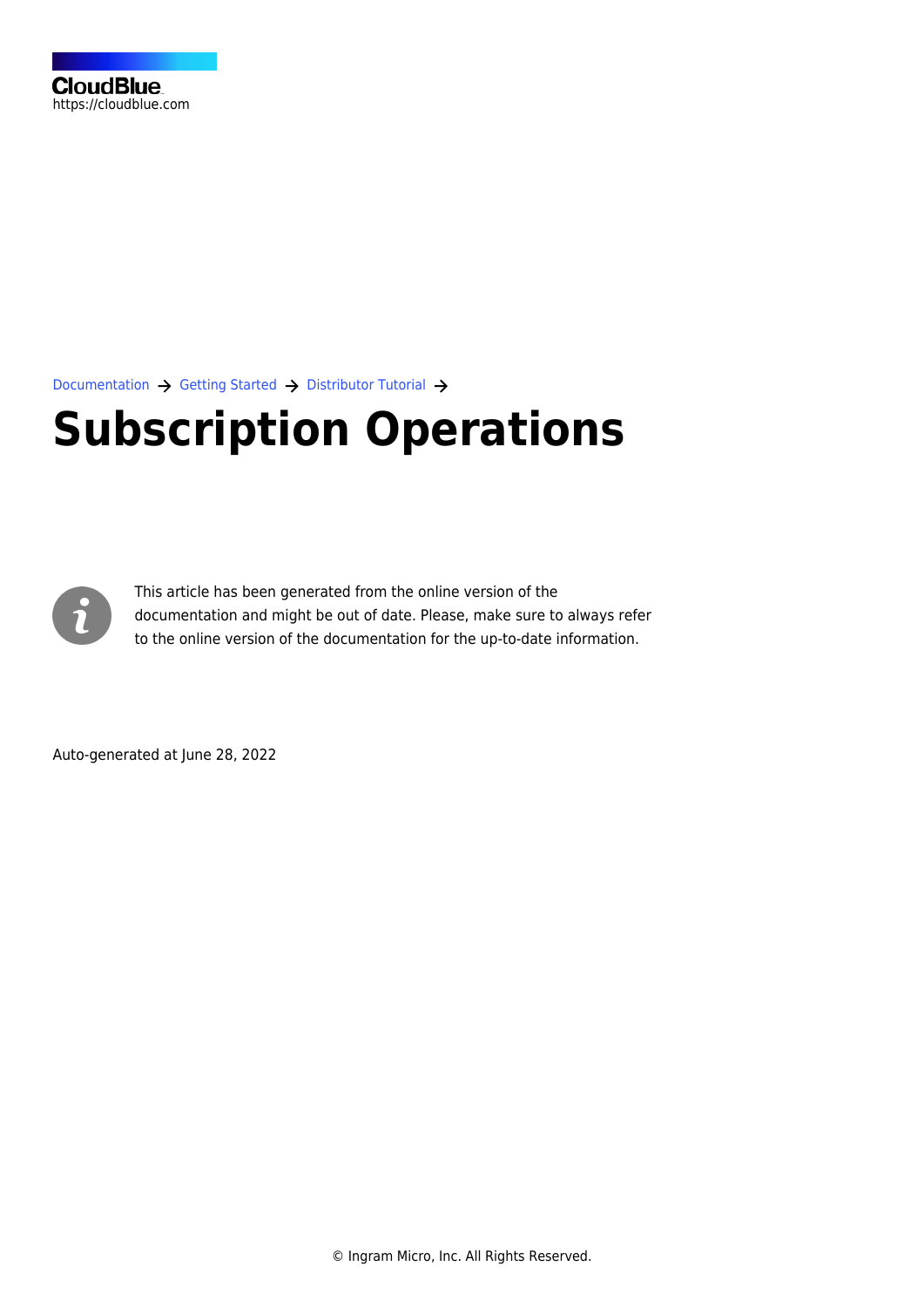CloudBlue
https://cloudblue.com

Documentation → Getting Started → Distributor Tutorial →

# Subscription Operations

This article has been generated from the online version of the documentation and might be out of date. Please, make sure to always refer to the online version of the documentation for the up-to-date information.

Auto-generated at June 28, 2022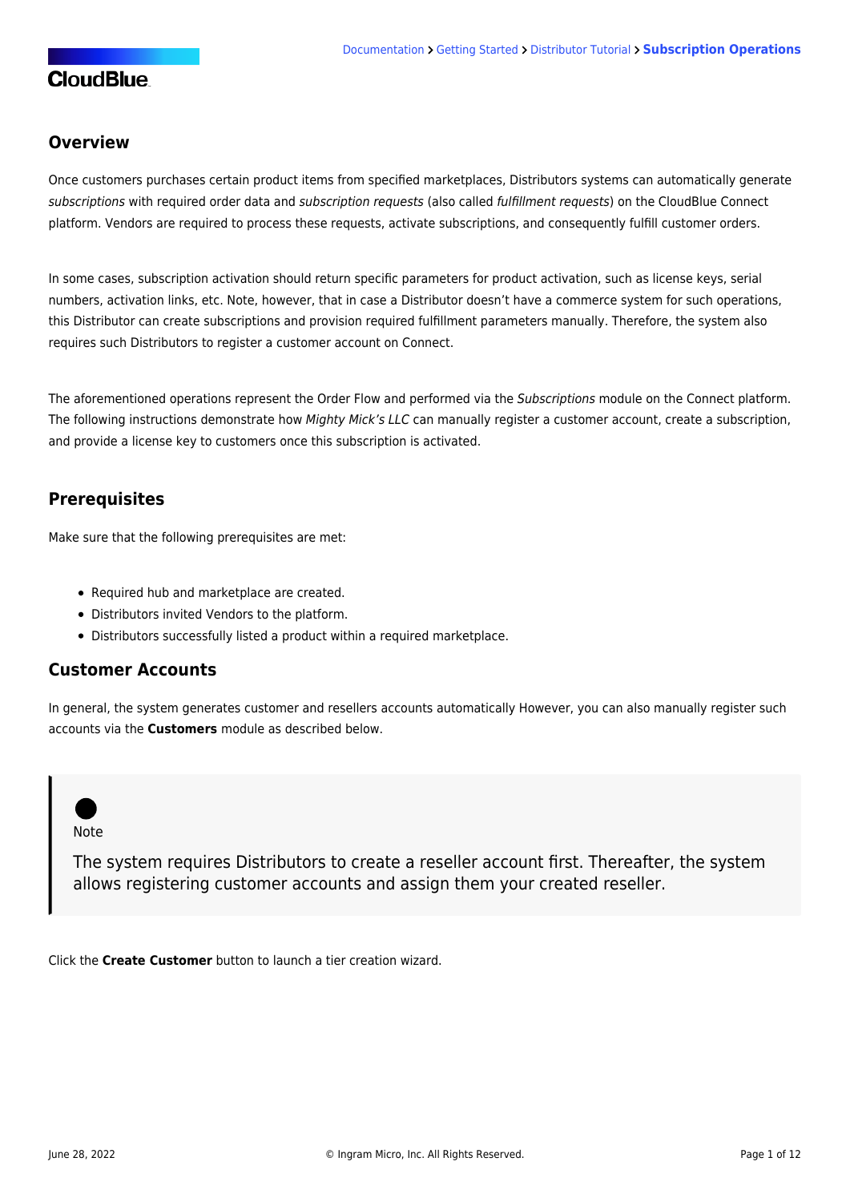## Overview

Once customers purchases certain product items from specified marketplaces, Distributors systems can automatically generate *subscriptions* with required order data and *subscription requests* (also called *fulfillment requests*) on the CloudBlue Connect platform. Vendors are required to process these requests, activate subscriptions, and consequently fulfill customer orders.

In some cases, subscription activation should return specific parameters for product activation, such as license keys, serial numbers, activation links, etc. Note, however, that in case a Distributor doesn't have a commerce system for such operations, this Distributor can create subscriptions and provision required fulfillment parameters manually. Therefore, the system also requires such Distributors to register a customer account on Connect.

The aforementioned operations represent the Order Flow and performed via the *Subscriptions* module on the Connect platform. The following instructions demonstrate how *Mighty Mick's LLC* can manually register a customer account, create a subscription, and provide a license key to customers once this subscription is activated.

## Prerequisites

Make sure that the following prerequisites are met:

- Required hub and marketplace are created.
- Distributors invited Vendors to the platform.
- Distributors successfully listed a product within a required marketplace.

## Customer Accounts

In general, the system generates customer and resellers accounts automatically However, you can also manually register such accounts via the **Customers** module as described below.

> Note
>
> The system requires Distributors to create a reseller account first. Thereafter, the system allows registering customer accounts and assign them your created reseller.

Click the **Create Customer** button to launch a tier creation wizard.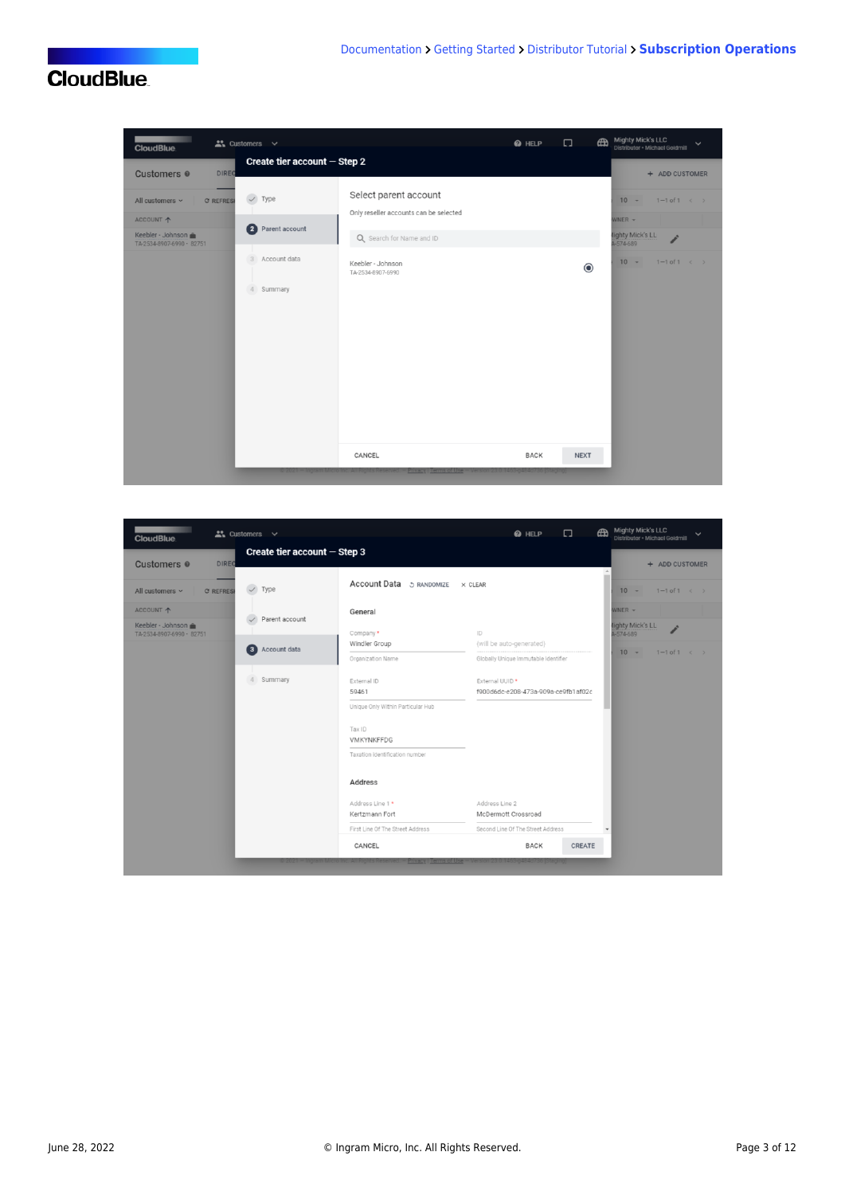**Create tier account — Step 2**

- Type
- Parent account
- Account data
- Summary

Select parent account

Only reseller accounts can be selected

Search for Name and ID

Keebler - Johnson
TA-2534-8907-6990

CANCEL | BACK | NEXT

**Create tier account — Step 3**

- Type
- Parent account
- Account data
- Summary

Account Data   RANDOMIZE   CLEAR

General

| Field | Value | Description |
| --- | --- | --- |
| Company * | Windler Group | Organization Name |
| ID | (will be auto-generated) | Globally Unique Immutable Identifier |
| External ID | 59461 | Unique Only Within Particular Hub |
| External UUID * | f900d6dc-e208-473a-909a-ce9fb1af02c | |
| Tax ID | VMKYNKFFDG | Taxation Identification number |

Address

| Field | Value | Description |
| --- | --- | --- |
| Address Line 1 * | Kertzmann Fort | First Line Of The Street Address |
| Address Line 2 | McDermott Crossroad | Second Line Of The Street Address |

CANCEL | BACK | CREATE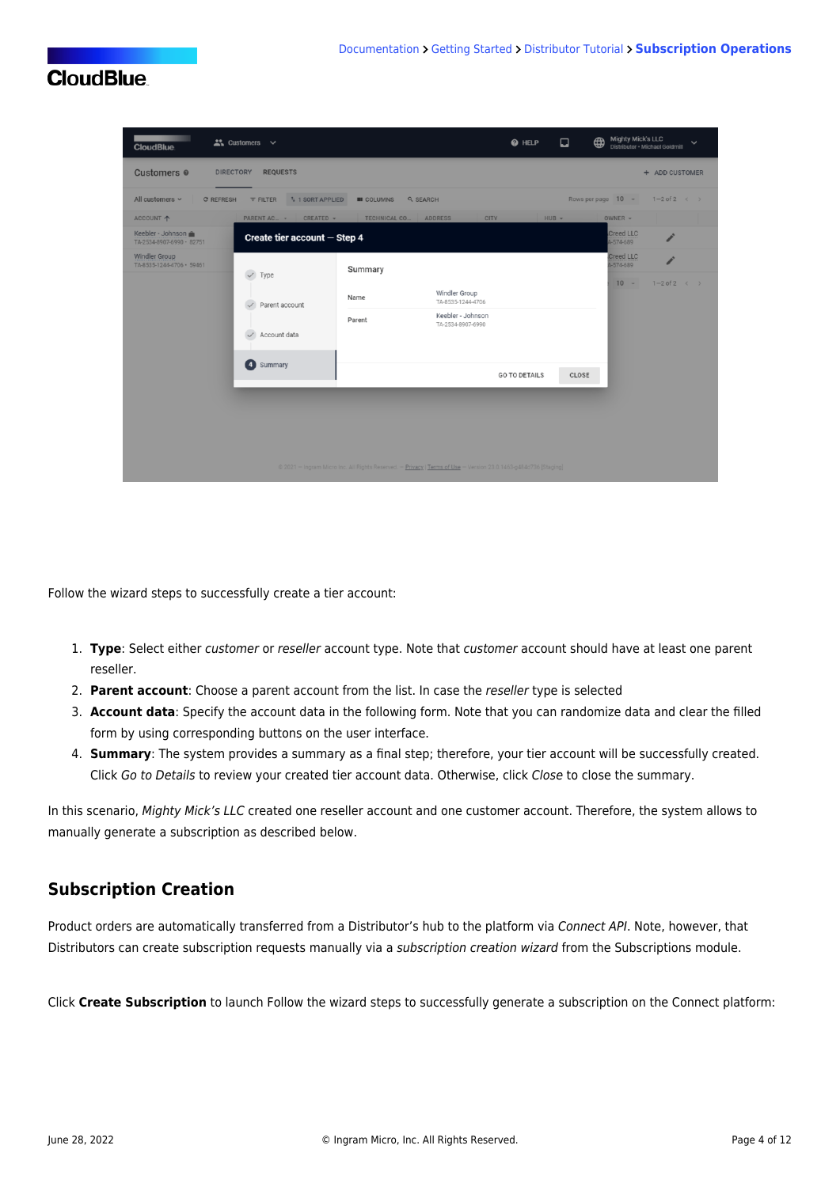Follow the wizard steps to successfully create a tier account:

1. **Type**: Select either *customer* or *reseller* account type. Note that *customer* account should have at least one parent reseller.
2. **Parent account**: Choose a parent account from the list. In case the *reseller* type is selected
3. **Account data**: Specify the account data in the following form. Note that you can randomize data and clear the filled form by using corresponding buttons on the user interface.
4. **Summary**: The system provides a summary as a final step; therefore, your tier account will be successfully created. Click *Go to Details* to review your created tier account data. Otherwise, click *Close* to close the summary.

In this scenario, *Mighty Mick's LLC* created one reseller account and one customer account. Therefore, the system allows to manually generate a subscription as described below.

## Subscription Creation

Product orders are automatically transferred from a Distributor's hub to the platform via *Connect API*. Note, however, that Distributors can create subscription requests manually via a *subscription creation wizard* from the Subscriptions module.

Click **Create Subscription** to launch Follow the wizard steps to successfully generate a subscription on the Connect platform: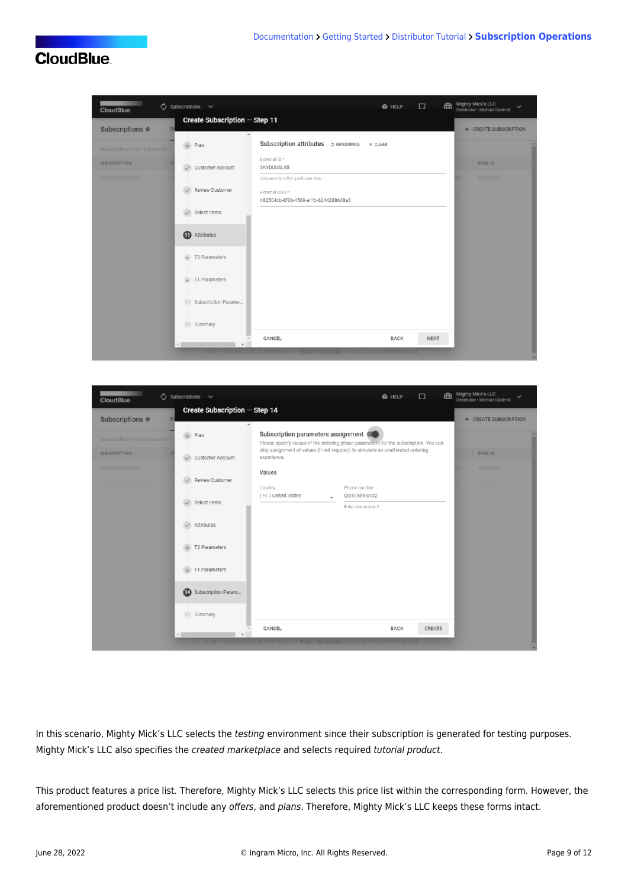In this scenario, Mighty Mick's LLC selects the *testing* environment since their subscription is generated for testing purposes. Mighty Mick's LLC also specifies the *created marketplace* and selects required *tutorial product*.

This product features a price list. Therefore, Mighty Mick's LLC selects this price list within the corresponding form. However, the aforementioned product doesn't include any *offers*, and *plans*. Therefore, Mighty Mick's LLC keeps these forms intact.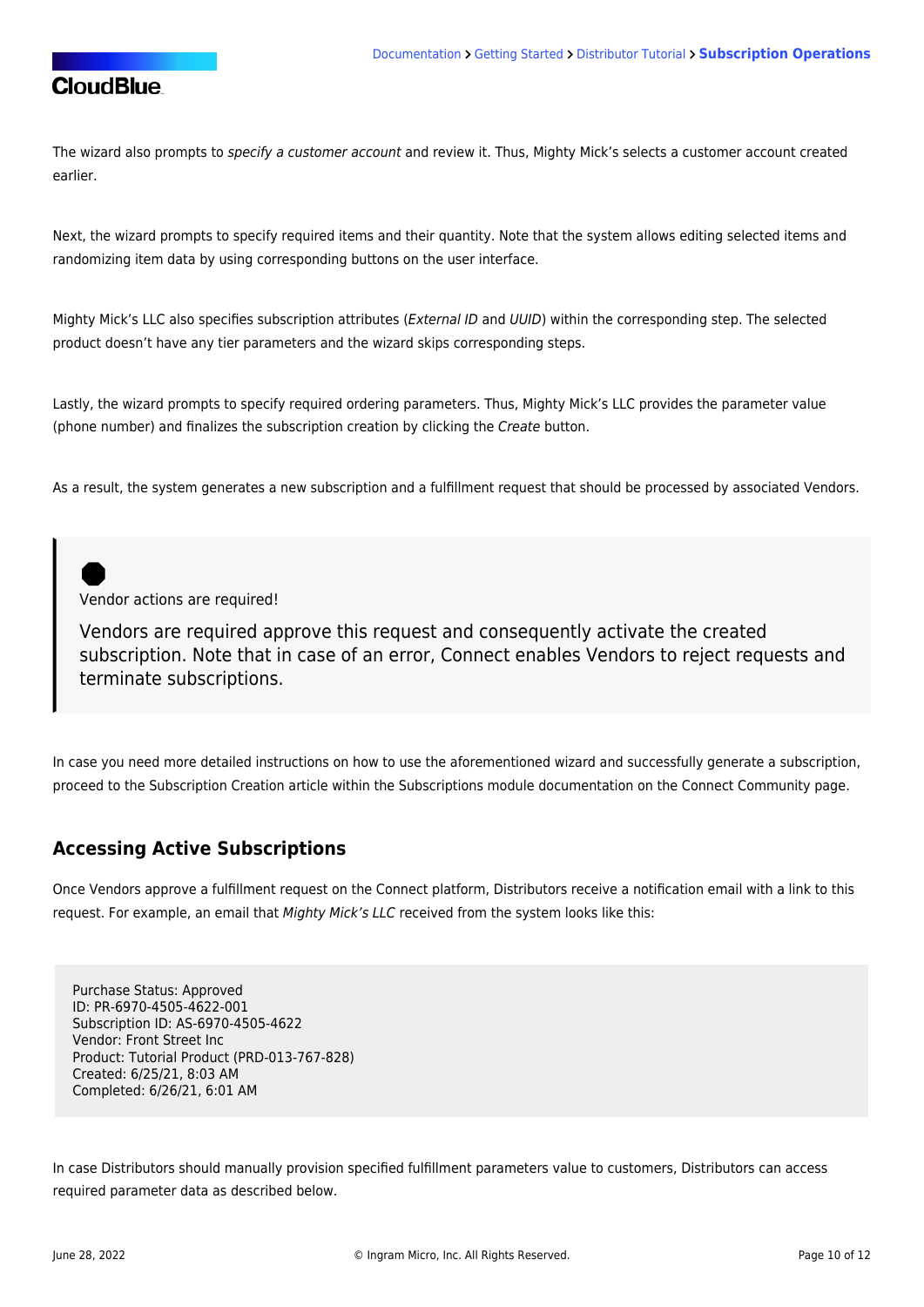The wizard also prompts to *specify a customer account* and review it. Thus, Mighty Mick's selects a customer account created earlier.

Next, the wizard prompts to specify required items and their quantity. Note that the system allows editing selected items and randomizing item data by using corresponding buttons on the user interface.

Mighty Mick's LLC also specifies subscription attributes (*External ID* and *UUID*) within the corresponding step. The selected product doesn't have any tier parameters and the wizard skips corresponding steps.

Lastly, the wizard prompts to specify required ordering parameters. Thus, Mighty Mick's LLC provides the parameter value (phone number) and finalizes the subscription creation by clicking the *Create* button.

As a result, the system generates a new subscription and a fulfillment request that should be processed by associated Vendors.

> Vendor actions are required!
>
> Vendors are required approve this request and consequently activate the created subscription. Note that in case of an error, Connect enables Vendors to reject requests and terminate subscriptions.

In case you need more detailed instructions on how to use the aforementioned wizard and successfully generate a subscription, proceed to the Subscription Creation article within the Subscriptions module documentation on the Connect Community page.

## Accessing Active Subscriptions

Once Vendors approve a fulfillment request on the Connect platform, Distributors receive a notification email with a link to this request. For example, an email that *Mighty Mick's LLC* received from the system looks like this:

```
Purchase Status: Approved
ID: PR-6970-4505-4622-001
Subscription ID: AS-6970-4505-4622
Vendor: Front Street Inc
Product: Tutorial Product (PRD-013-767-828)
Created: 6/25/21, 8:03 AM
Completed: 6/26/21, 6:01 AM
```

In case Distributors should manually provision specified fulfillment parameters value to customers, Distributors can access required parameter data as described below.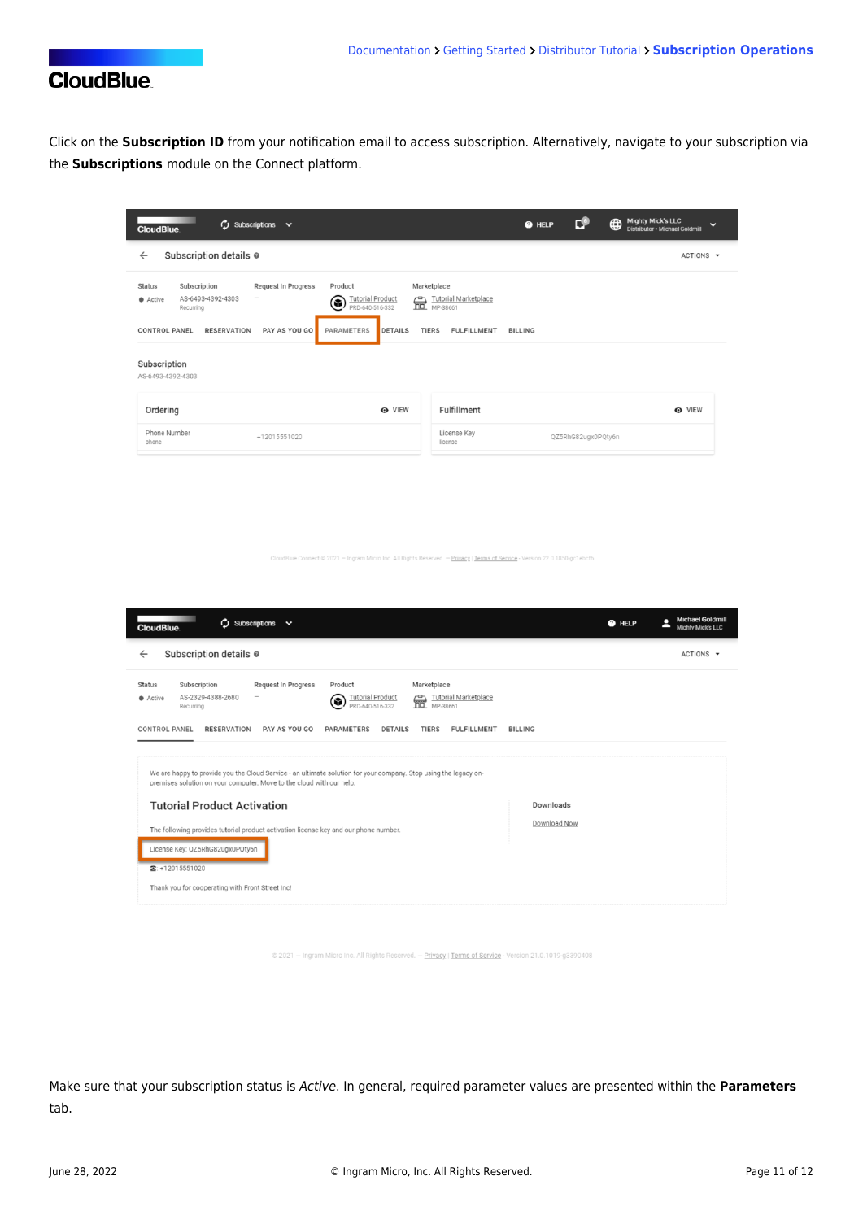Click on the **Subscription ID** from your notification email to access subscription. Alternatively, navigate to your subscription via the **Subscriptions** module on the Connect platform.

Make sure that your subscription status is *Active*. In general, required parameter values are presented within the **Parameters** tab.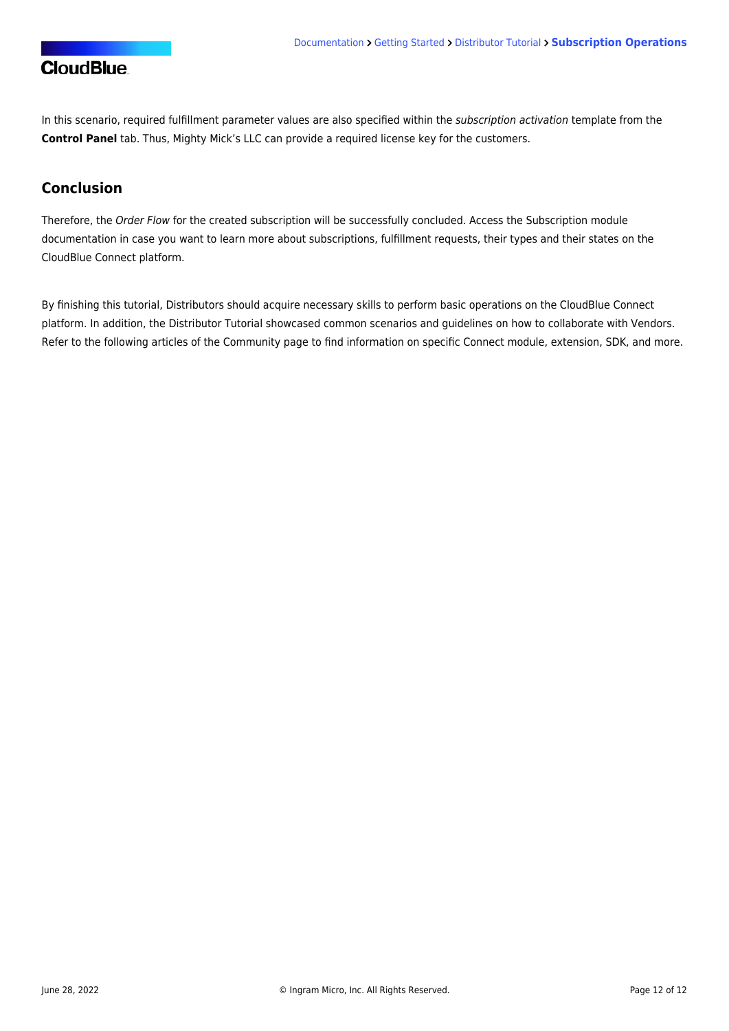In this scenario, required fulfillment parameter values are also specified within the *subscription activation* template from the **Control Panel** tab. Thus, Mighty Mick's LLC can provide a required license key for the customers.

## Conclusion

Therefore, the *Order Flow* for the created subscription will be successfully concluded. Access the Subscription module documentation in case you want to learn more about subscriptions, fulfillment requests, their types and their states on the CloudBlue Connect platform.

By finishing this tutorial, Distributors should acquire necessary skills to perform basic operations on the CloudBlue Connect platform. In addition, the Distributor Tutorial showcased common scenarios and guidelines on how to collaborate with Vendors. Refer to the following articles of the Community page to find information on specific Connect module, extension, SDK, and more.